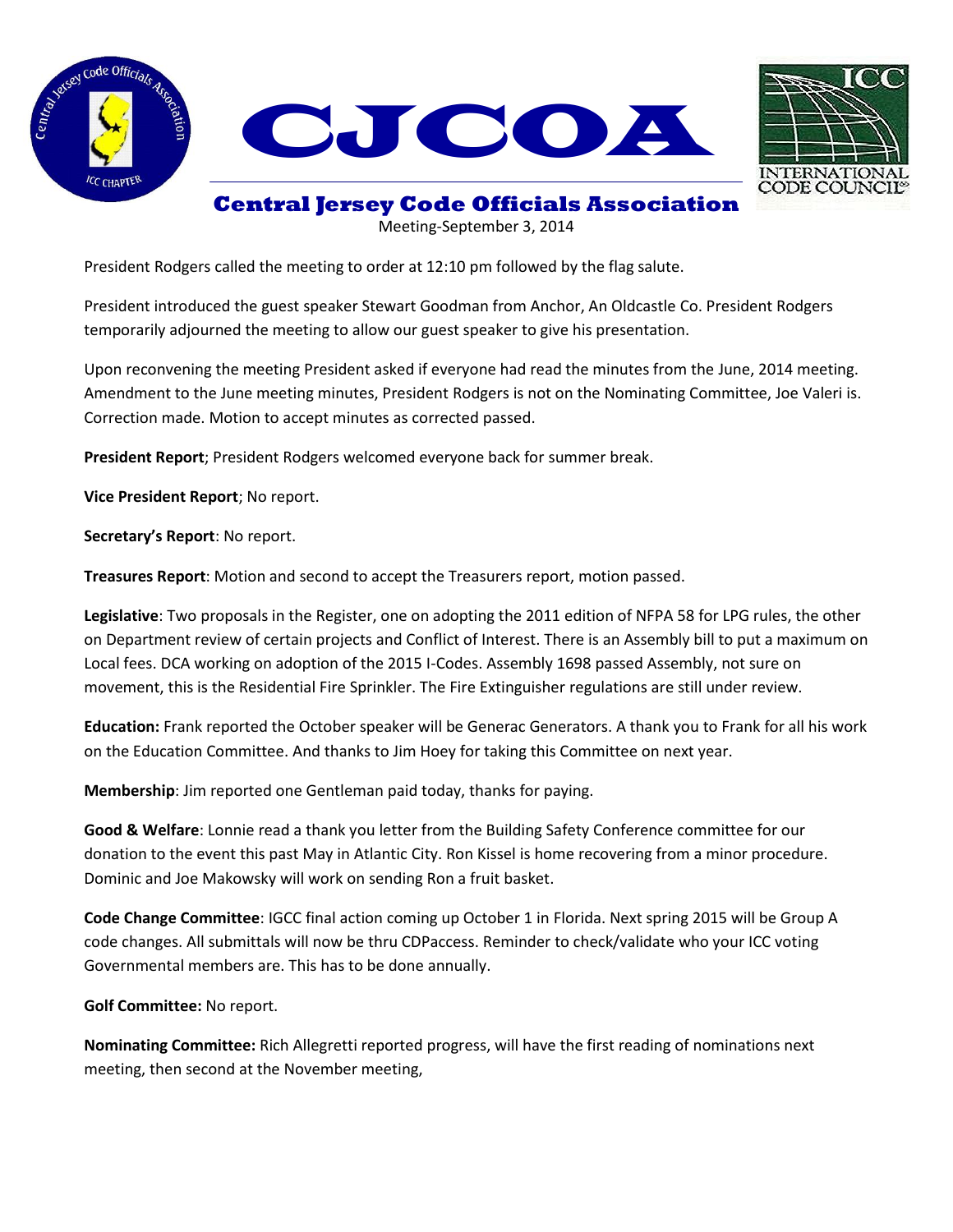# CJCOA

## Central Jersey Code Officials Association

Meeting-September 3, 2014

President Rodgers called the meeting to order at 12:10 pm followed by the flag salute.

President introduced the guest speaker Stewart Goodman from Anchor, An Oldcastle Co. President Rodgers temporarily adjourned the meeting to allow our guest speaker to give his presentation.

Upon reconvening the meeting President asked if everyone had read the minutes from the June, 2014 meeting. Amendment to the June meeting minutes, President Rodgers is not on the Nominating Committee, Joe Valeri is. Correction made. Motion to accept minutes as corrected passed.

**President Report**; President Rodgers welcomed everyone back for summer break.

**Vice President Report**; No report.

**Secretary's Report**: No report.

**Treasures Report**: Motion and second to accept the Treasurers report, motion passed.

**Legislative**: Two proposals in the Register, one on adopting the 2011 edition of NFPA 58 for LPG rules, the other on Department review of certain projects and Conflict of Interest. There is an Assembly bill to put a maximum on Local fees. DCA working on adoption of the 2015 I-Codes. Assembly 1698 passed Assembly, not sure on movement, this is the Residential Fire Sprinkler. The Fire Extinguisher regulations are still under review.

**Education:** Frank reported the October speaker will be Generac Generators. A thank you to Frank for all his work on the Education Committee. And thanks to Jim Hoey for taking this Committee on next year.

**Membership**: Jim reported one Gentleman paid today, thanks for paying.

**Good & Welfare**: Lonnie read a thank you letter from the Building Safety Conference committee for our donation to the event this past May in Atlantic City. Ron Kissel is home recovering from a minor procedure. Dominic and Joe Makowsky will work on sending Ron a fruit basket.

**Code Change Committee**: IGCC final action coming up October 1 in Florida. Next spring 2015 will be Group A code changes. All submittals will now be thru CDPaccess. Reminder to check/validate who your ICC voting Governmental members are. This has to be done annually.

**Golf Committee:** No report.

**Nominating Committee:** Rich Allegretti reported progress, will have the first reading of nominations next meeting, then second at the November meeting,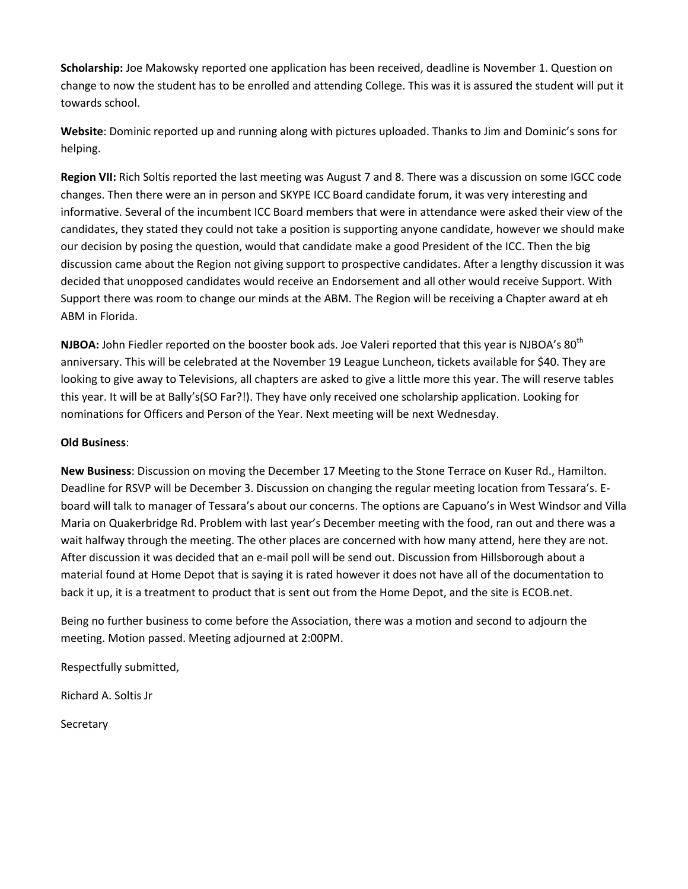**Scholarship:** Joe Makowsky reported one application has been received, deadline is November 1. Question on change to now the student has to be enrolled and attending College. This was it is assured the student will put it towards school.

**Website**: Dominic reported up and running along with pictures uploaded. Thanks to Jim and Dominic's sons for helping.

**Region VII:** Rich Soltis reported the last meeting was August 7 and 8. There was a discussion on some IGCC code changes. Then there were an in person and SKYPE ICC Board candidate forum, it was very interesting and informative. Several of the incumbent ICC Board members that were in attendance were asked their view of the candidates, they stated they could not take a position is supporting anyone candidate, however we should make our decision by posing the question, would that candidate make a good President of the ICC. Then the big discussion came about the Region not giving support to prospective candidates. After a lengthy discussion it was decided that unopposed candidates would receive an Endorsement and all other would receive Support. With Support there was room to change our minds at the ABM. The Region will be receiving a Chapter award at eh ABM in Florida.

**NJBOA:** John Fiedler reported on the booster book ads. Joe Valeri reported that this year is NJBOA's 80th anniversary. This will be celebrated at the November 19 League Luncheon, tickets available for $40. They are looking to give away to Televisions, all chapters are asked to give a little more this year. The will reserve tables this year. It will be at Bally's(SO Far?!). They have only received one scholarship application. Looking for nominations for Officers and Person of the Year. Next meeting will be next Wednesday.

**Old Business**:

**New Business**: Discussion on moving the December 17 Meeting to the Stone Terrace on Kuser Rd., Hamilton. Deadline for RSVP will be December 3. Discussion on changing the regular meeting location from Tessara's. E-board will talk to manager of Tessara's about our concerns. The options are Capuano's in West Windsor and Villa Maria on Quakerbridge Rd. Problem with last year's December meeting with the food, ran out and there was a wait halfway through the meeting. The other places are concerned with how many attend, here they are not. After discussion it was decided that an e-mail poll will be send out. Discussion from Hillsborough about a material found at Home Depot that is saying it is rated however it does not have all of the documentation to back it up, it is a treatment to product that is sent out from the Home Depot, and the site is ECOB.net.

Being no further business to come before the Association, there was a motion and second to adjourn the meeting. Motion passed. Meeting adjourned at 2:00PM.

Respectfully submitted,

Richard A. Soltis Jr

Secretary